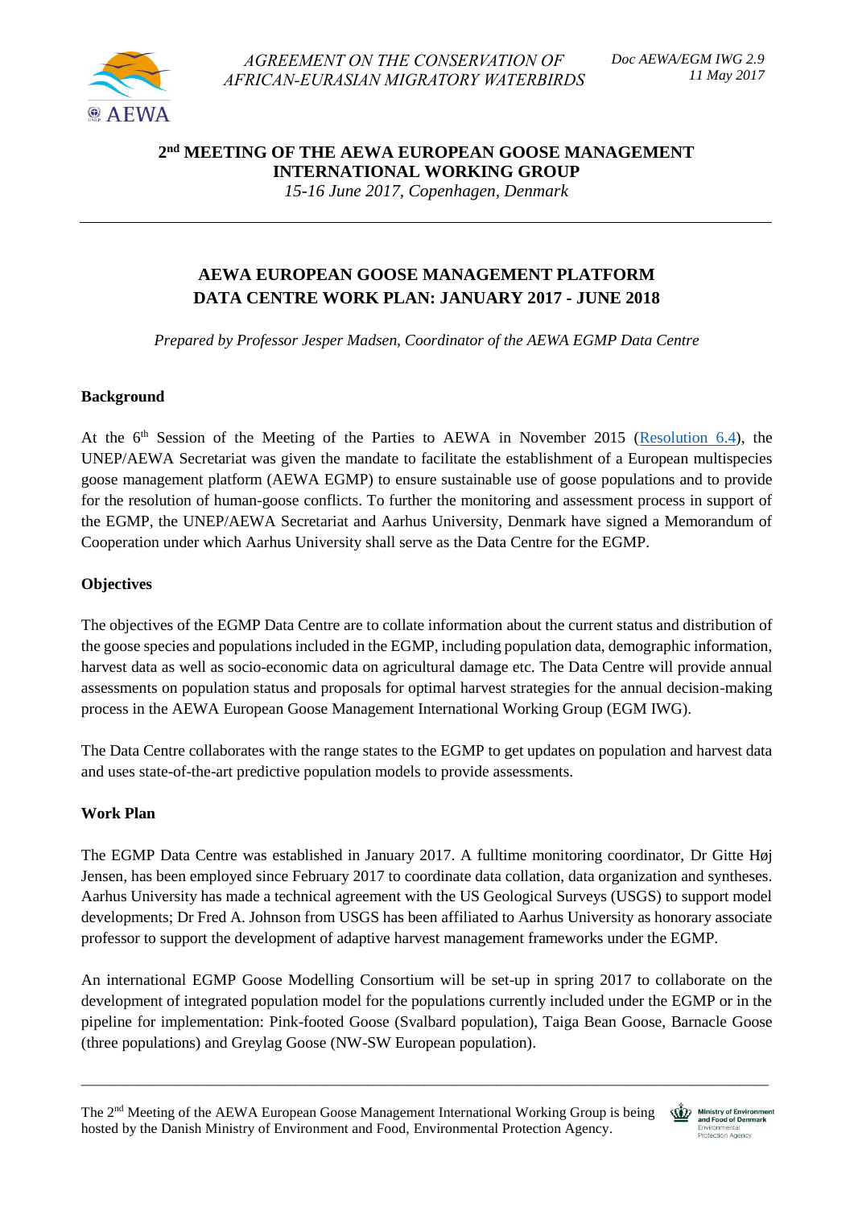AGREEMENT ON THE CONSERVATION OF AFRICAN-EURASIAN MIGRATORY WATERBIRDS

*Doc AEWA/EGM IWG 2.9*
*11 May 2017*

# 2nd MEETING OF THE AEWA EUROPEAN GOOSE MANAGEMENT INTERNATIONAL WORKING GROUP

*15-16 June 2017, Copenhagen, Denmark*

---

## AEWA EUROPEAN GOOSE MANAGEMENT PLATFORM DATA CENTRE WORK PLAN: JANUARY 2017 - JUNE 2018

*Prepared by Professor Jesper Madsen, Coordinator of the AEWA EGMP Data Centre*

### Background

At the 6th Session of the Meeting of the Parties to AEWA in November 2015 (Resolution 6.4), the UNEP/AEWA Secretariat was given the mandate to facilitate the establishment of a European multispecies goose management platform (AEWA EGMP) to ensure sustainable use of goose populations and to provide for the resolution of human-goose conflicts. To further the monitoring and assessment process in support of the EGMP, the UNEP/AEWA Secretariat and Aarhus University, Denmark have signed a Memorandum of Cooperation under which Aarhus University shall serve as the Data Centre for the EGMP.

### Objectives

The objectives of the EGMP Data Centre are to collate information about the current status and distribution of the goose species and populations included in the EGMP, including population data, demographic information, harvest data as well as socio-economic data on agricultural damage etc. The Data Centre will provide annual assessments on population status and proposals for optimal harvest strategies for the annual decision-making process in the AEWA European Goose Management International Working Group (EGM IWG).

The Data Centre collaborates with the range states to the EGMP to get updates on population and harvest data and uses state-of-the-art predictive population models to provide assessments.

### Work Plan

The EGMP Data Centre was established in January 2017. A fulltime monitoring coordinator, Dr Gitte Høj Jensen, has been employed since February 2017 to coordinate data collation, data organization and syntheses. Aarhus University has made a technical agreement with the US Geological Surveys (USGS) to support model developments; Dr Fred A. Johnson from USGS has been affiliated to Aarhus University as honorary associate professor to support the development of adaptive harvest management frameworks under the EGMP.

An international EGMP Goose Modelling Consortium will be set-up in spring 2017 to collaborate on the development of integrated population model for the populations currently included under the EGMP or in the pipeline for implementation: Pink-footed Goose (Svalbard population), Taiga Bean Goose, Barnacle Goose (three populations) and Greylag Goose (NW-SW European population).

---

The 2nd Meeting of the AEWA European Goose Management International Working Group is being hosted by the Danish Ministry of Environment and Food, Environmental Protection Agency.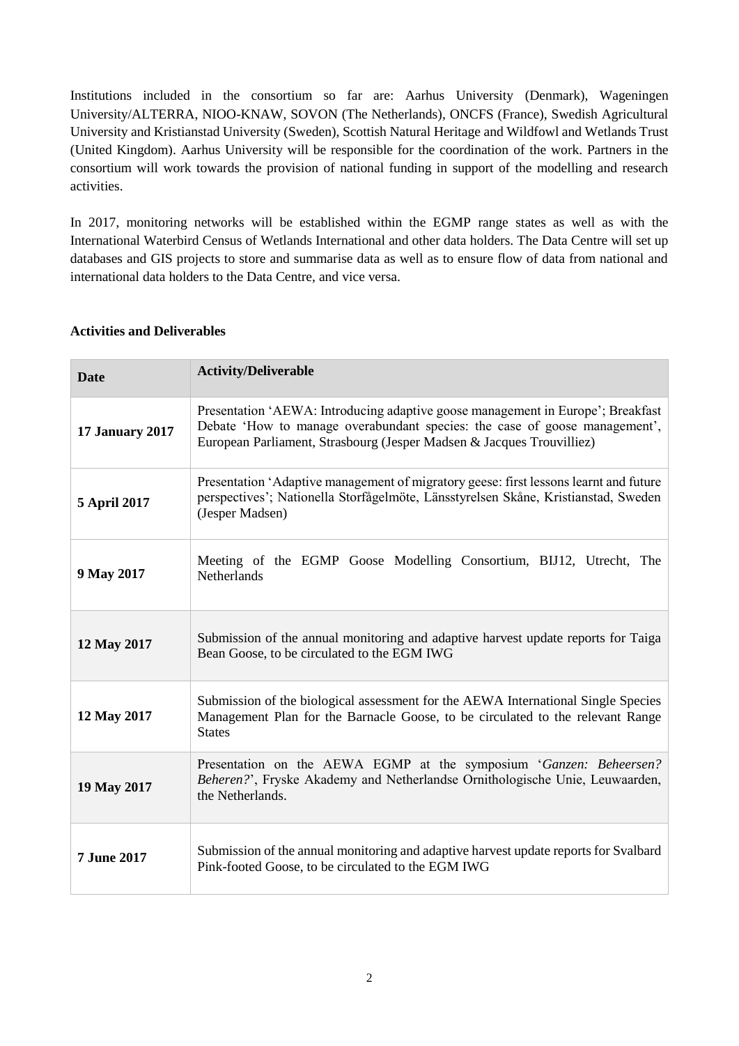Institutions included in the consortium so far are: Aarhus University (Denmark), Wageningen University/ALTERRA, NIOO-KNAW, SOVON (The Netherlands), ONCFS (France), Swedish Agricultural University and Kristianstad University (Sweden), Scottish Natural Heritage and Wildfowl and Wetlands Trust (United Kingdom). Aarhus University will be responsible for the coordination of the work. Partners in the consortium will work towards the provision of national funding in support of the modelling and research activities.

In 2017, monitoring networks will be established within the EGMP range states as well as with the International Waterbird Census of Wetlands International and other data holders. The Data Centre will set up databases and GIS projects to store and summarise data as well as to ensure flow of data from national and international data holders to the Data Centre, and vice versa.

**Activities and Deliverables**

| Date | Activity/Deliverable |
|---|---|
| **17 January 2017** | Presentation 'AEWA: Introducing adaptive goose management in Europe'; Breakfast Debate 'How to manage overabundant species: the case of goose management', European Parliament, Strasbourg (Jesper Madsen & Jacques Trouvilliez) |
| **5 April 2017** | Presentation 'Adaptive management of migratory geese: first lessons learnt and future perspectives'; Nationella Storfågelmöte, Länsstyrelsen Skåne, Kristianstad, Sweden (Jesper Madsen) |
| **9 May 2017** | Meeting of the EGMP Goose Modelling Consortium, BIJ12, Utrecht, The Netherlands |
| **12 May 2017** | Submission of the annual monitoring and adaptive harvest update reports for Taiga Bean Goose, to be circulated to the EGM IWG |
| **12 May 2017** | Submission of the biological assessment for the AEWA International Single Species Management Plan for the Barnacle Goose, to be circulated to the relevant Range States |
| **19 May 2017** | Presentation on the AEWA EGMP at the symposium '*Ganzen: Beheersen? Beheren?*', Fryske Akademy and Netherlandse Ornithologische Unie, Leuwaarden, the Netherlands. |
| **7 June 2017** | Submission of the annual monitoring and adaptive harvest update reports for Svalbard Pink-footed Goose, to be circulated to the EGM IWG |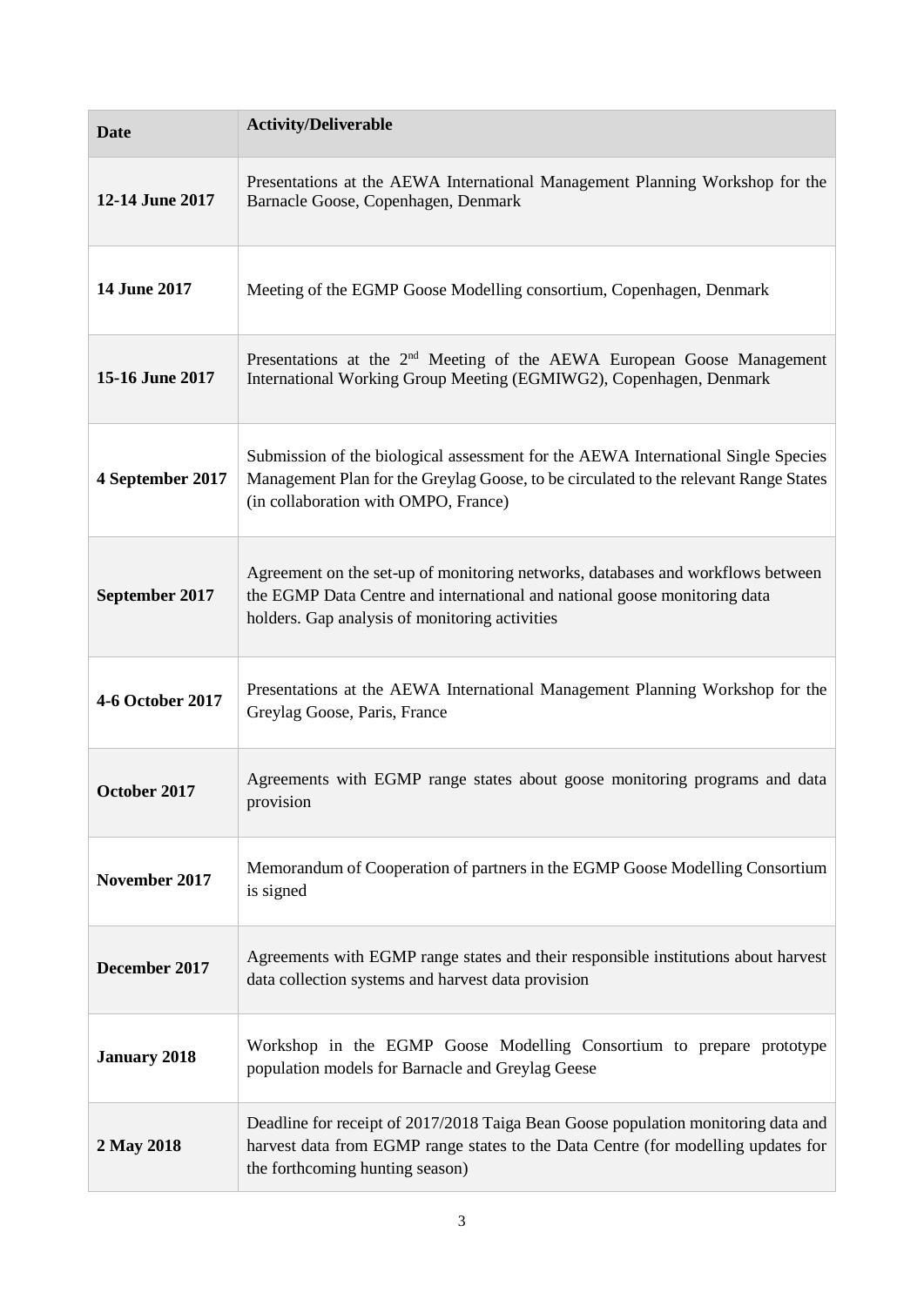| Date | Activity/Deliverable |
|---|---|
| **12-14 June 2017** | Presentations at the AEWA International Management Planning Workshop for the Barnacle Goose, Copenhagen, Denmark |
| **14 June 2017** | Meeting of the EGMP Goose Modelling consortium, Copenhagen, Denmark |
| **15-16 June 2017** | Presentations at the 2nd Meeting of the AEWA European Goose Management International Working Group Meeting (EGMIWG2), Copenhagen, Denmark |
| **4 September 2017** | Submission of the biological assessment for the AEWA International Single Species Management Plan for the Greylag Goose, to be circulated to the relevant Range States (in collaboration with OMPO, France) |
| **September 2017** | Agreement on the set-up of monitoring networks, databases and workflows between the EGMP Data Centre and international and national goose monitoring data holders. Gap analysis of monitoring activities |
| **4-6 October 2017** | Presentations at the AEWA International Management Planning Workshop for the Greylag Goose, Paris, France |
| **October 2017** | Agreements with EGMP range states about goose monitoring programs and data provision |
| **November 2017** | Memorandum of Cooperation of partners in the EGMP Goose Modelling Consortium is signed |
| **December 2017** | Agreements with EGMP range states and their responsible institutions about harvest data collection systems and harvest data provision |
| **January 2018** | Workshop in the EGMP Goose Modelling Consortium to prepare prototype population models for Barnacle and Greylag Geese |
| **2 May 2018** | Deadline for receipt of 2017/2018 Taiga Bean Goose population monitoring data and harvest data from EGMP range states to the Data Centre (for modelling updates for the forthcoming hunting season) |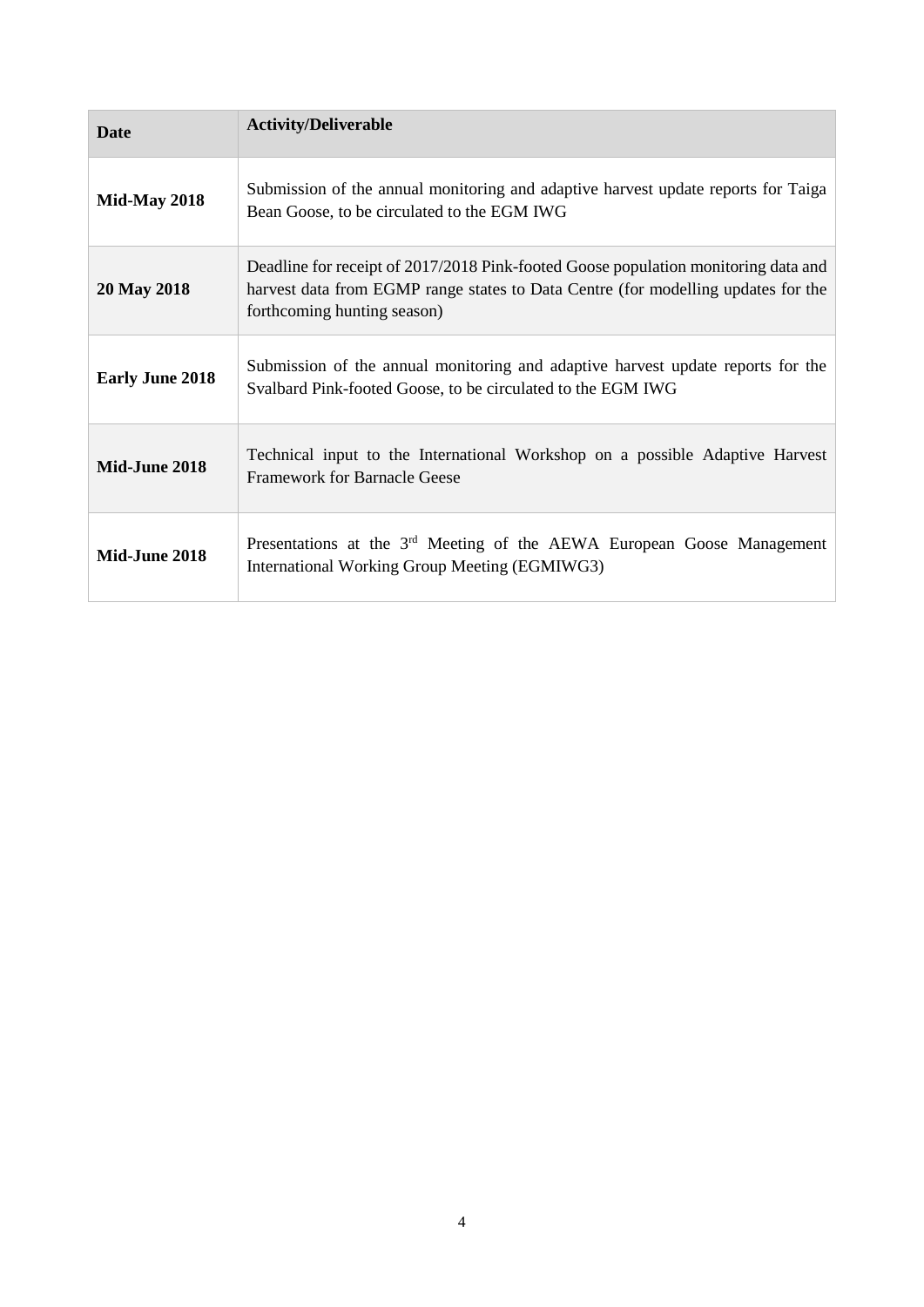| Date | Activity/Deliverable |
|---|---|
| **Mid-May 2018** | Submission of the annual monitoring and adaptive harvest update reports for Taiga Bean Goose, to be circulated to the EGM IWG |
| **20 May 2018** | Deadline for receipt of 2017/2018 Pink-footed Goose population monitoring data and harvest data from EGMP range states to Data Centre (for modelling updates for the forthcoming hunting season) |
| **Early June 2018** | Submission of the annual monitoring and adaptive harvest update reports for the Svalbard Pink-footed Goose, to be circulated to the EGM IWG |
| **Mid-June 2018** | Technical input to the International Workshop on a possible Adaptive Harvest Framework for Barnacle Geese |
| **Mid-June 2018** | Presentations at the 3rd Meeting of the AEWA European Goose Management International Working Group Meeting (EGMIWG3) |